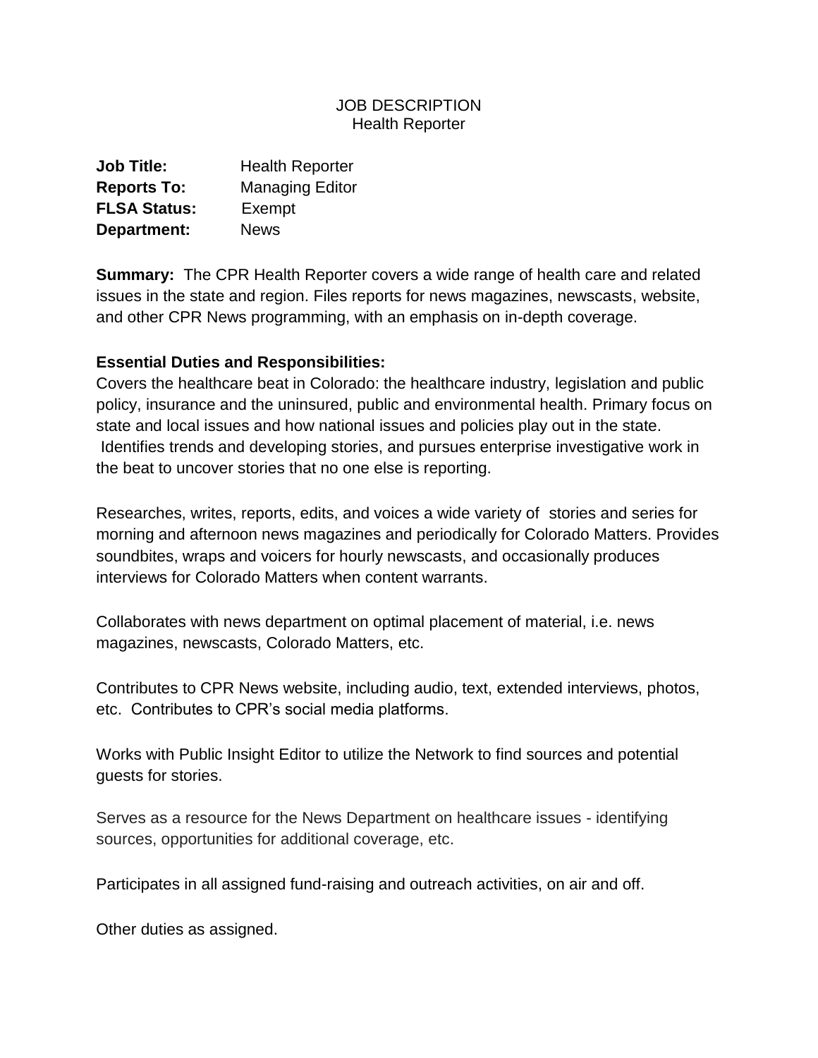# JOB DESCRIPTION
## Health Reporter

**Job Title:** Health Reporter
**Reports To:** Managing Editor
**FLSA Status:** Exempt
**Department:** News

**Summary:** The CPR Health Reporter covers a wide range of health care and related issues in the state and region. Files reports for news magazines, newscasts, website, and other CPR News programming, with an emphasis on in-depth coverage.

**Essential Duties and Responsibilities:**

Covers the healthcare beat in Colorado: the healthcare industry, legislation and public policy, insurance and the uninsured, public and environmental health. Primary focus on state and local issues and how national issues and policies play out in the state. Identifies trends and developing stories, and pursues enterprise investigative work in the beat to uncover stories that no one else is reporting.

Researches, writes, reports, edits, and voices a wide variety of stories and series for morning and afternoon news magazines and periodically for Colorado Matters. Provides soundbites, wraps and voicers for hourly newscasts, and occasionally produces interviews for Colorado Matters when content warrants.

Collaborates with news department on optimal placement of material, i.e. news magazines, newscasts, Colorado Matters, etc.

Contributes to CPR News website, including audio, text, extended interviews, photos, etc. Contributes to CPR's social media platforms.

Works with Public Insight Editor to utilize the Network to find sources and potential guests for stories.

Serves as a resource for the News Department on healthcare issues - identifying sources, opportunities for additional coverage, etc.

Participates in all assigned fund-raising and outreach activities, on air and off.

Other duties as assigned.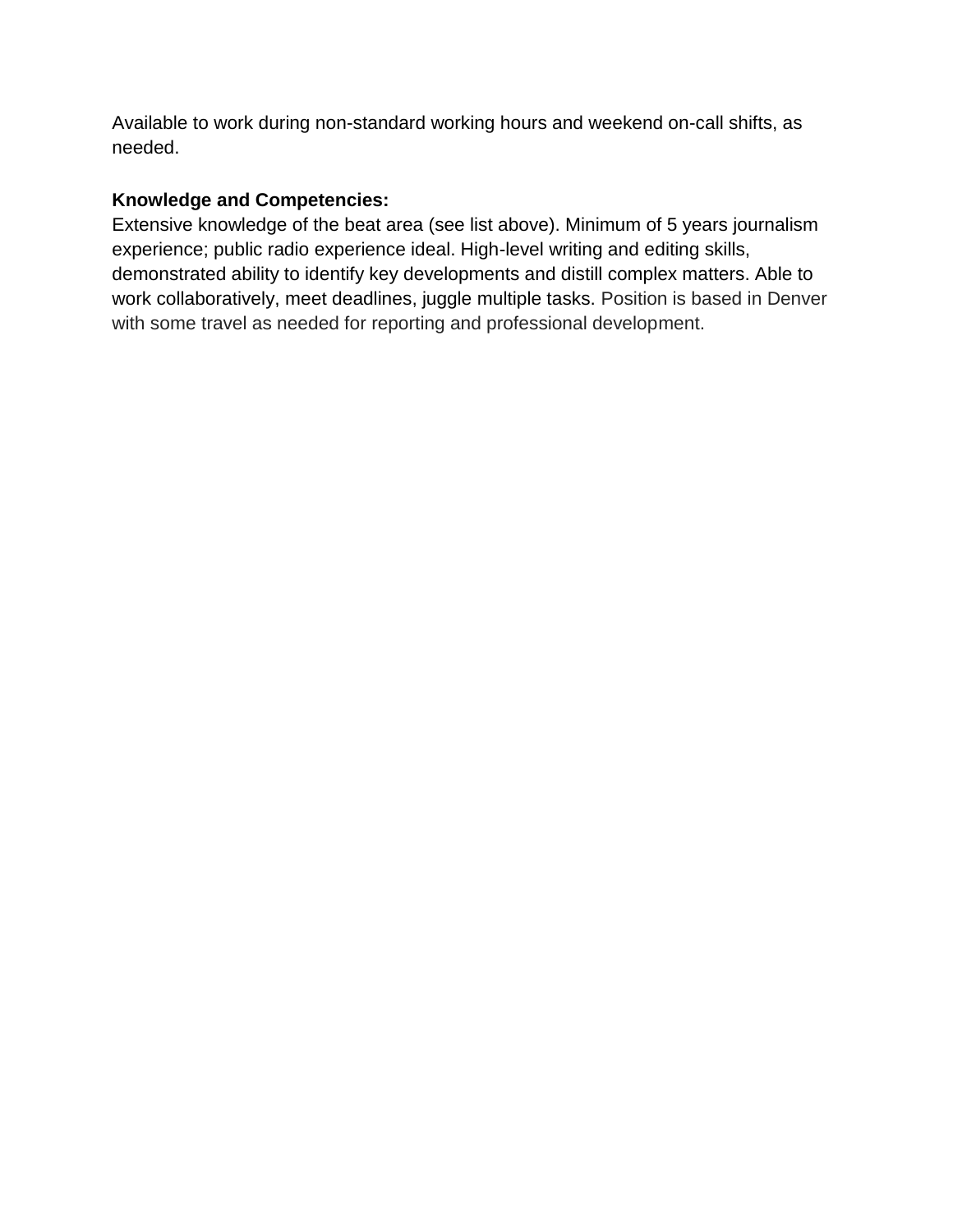Available to work during non-standard working hours and weekend on-call shifts, as needed.

**Knowledge and Competencies:**
Extensive knowledge of the beat area (see list above). Minimum of 5 years journalism experience; public radio experience ideal. High-level writing and editing skills, demonstrated ability to identify key developments and distill complex matters. Able to work collaboratively, meet deadlines, juggle multiple tasks. Position is based in Denver with some travel as needed for reporting and professional development.